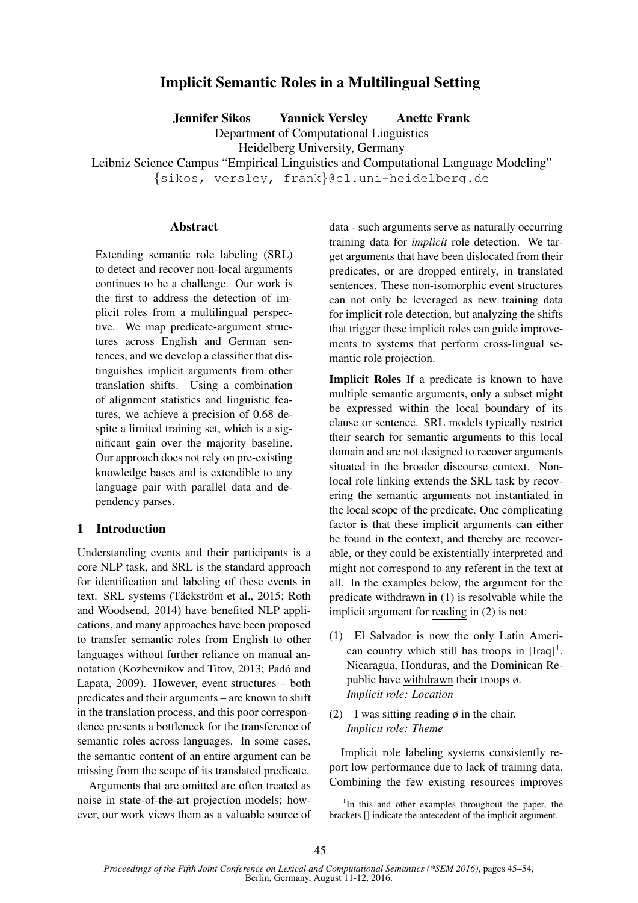# Implicit Semantic Roles in a Multilingual Setting

**Jennifer Sikos Yannick Versley Anette Frank**

Department of Computational Linguistics
Heidelberg University, Germany
Leibniz Science Campus "Empirical Linguistics and Computational Language Modeling"
{sikos, versley, frank}@cl.uni-heidelberg.de

## Abstract

Extending semantic role labeling (SRL) to detect and recover non-local arguments continues to be a challenge. Our work is the first to address the detection of implicit roles from a multilingual perspective. We map predicate-argument structures across English and German sentences, and we develop a classifier that distinguishes implicit arguments from other translation shifts. Using a combination of alignment statistics and linguistic features, we achieve a precision of 0.68 despite a limited training set, which is a significant gain over the majority baseline. Our approach does not rely on pre-existing knowledge bases and is extendible to any language pair with parallel data and dependency parses.

## 1 Introduction

Understanding events and their participants is a core NLP task, and SRL is the standard approach for identification and labeling of these events in text. SRL systems (Täckström et al., 2015; Roth and Woodsend, 2014) have benefited NLP applications, and many approaches have been proposed to transfer semantic roles from English to other languages without further reliance on manual annotation (Kozhevnikov and Titov, 2013; Padó and Lapata, 2009). However, event structures – both predicates and their arguments – are known to shift in the translation process, and this poor correspondence presents a bottleneck for the transference of semantic roles across languages. In some cases, the semantic content of an entire argument can be missing from the scope of its translated predicate.

Arguments that are omitted are often treated as noise in state-of-the-art projection models; however, our work views them as a valuable source of data - such arguments serve as naturally occurring training data for *implicit* role detection. We target arguments that have been dislocated from their predicates, or are dropped entirely, in translated sentences. These non-isomorphic event structures can not only be leveraged as new training data for implicit role detection, but analyzing the shifts that trigger these implicit roles can guide improvements to systems that perform cross-lingual semantic role projection.

**Implicit Roles** If a predicate is known to have multiple semantic arguments, only a subset might be expressed within the local boundary of its clause or sentence. SRL models typically restrict their search for semantic arguments to this local domain and are not designed to recover arguments situated in the broader discourse context. Non-local role linking extends the SRL task by recovering the semantic arguments not instantiated in the local scope of the predicate. One complicating factor is that these implicit arguments can either be found in the context, and thereby are recoverable, or they could be existentially interpreted and might not correspond to any referent in the text at all. In the examples below, the argument for the predicate withdrawn in (1) is resolvable while the implicit argument for reading in (2) is not:

(1) El Salvador is now the only Latin American country which still has troops in [Iraq][1]. Nicaragua, Honduras, and the Dominican Republic have withdrawn their troops ø.
*Implicit role: Location*

(2) I was sitting reading ø in the chair.
*Implicit role: Theme*

Implicit role labeling systems consistently report low performance due to lack of training data. Combining the few existing resources improves

[1] In this and other examples throughout the paper, the brackets [] indicate the antecedent of the implicit argument.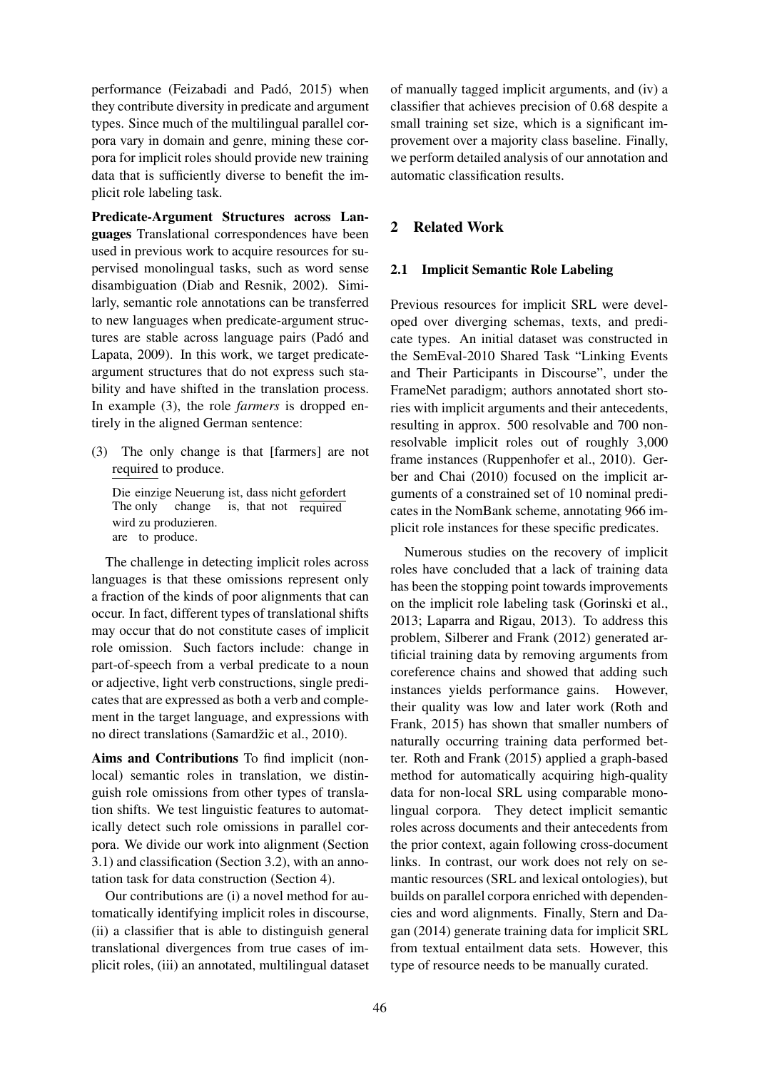performance (Feizabadi and Padó, 2015) when they contribute diversity in predicate and argument types. Since much of the multilingual parallel corpora vary in domain and genre, mining these corpora for implicit roles should provide new training data that is sufficiently diverse to benefit the implicit role labeling task.

**Predicate-Argument Structures across Languages** Translational correspondences have been used in previous work to acquire resources for supervised monolingual tasks, such as word sense disambiguation (Diab and Resnik, 2002). Similarly, semantic role annotations can be transferred to new languages when predicate-argument structures are stable across language pairs (Padó and Lapata, 2009). In this work, we target predicate-argument structures that do not express such stability and have shifted in the translation process. In example (3), the role *farmers* is dropped entirely in the aligned German sentence:

(3) The only change is that [farmers] are not required to produce.

Die einzige Neuerung ist, dass nicht gefordert wird zu produzieren.
The only change is, that not required are to produce.

The challenge in detecting implicit roles across languages is that these omissions represent only a fraction of the kinds of poor alignments that can occur. In fact, different types of translational shifts may occur that do not constitute cases of implicit role omission. Such factors include: change in part-of-speech from a verbal predicate to a noun or adjective, light verb constructions, single predicates that are expressed as both a verb and complement in the target language, and expressions with no direct translations (Samardžic et al., 2010).

**Aims and Contributions** To find implicit (non-local) semantic roles in translation, we distinguish role omissions from other types of translation shifts. We test linguistic features to automatically detect such role omissions in parallel corpora. We divide our work into alignment (Section 3.1) and classification (Section 3.2), with an annotation task for data construction (Section 4).

Our contributions are (i) a novel method for automatically identifying implicit roles in discourse, (ii) a classifier that is able to distinguish general translational divergences from true cases of implicit roles, (iii) an annotated, multilingual dataset of manually tagged implicit arguments, and (iv) a classifier that achieves precision of 0.68 despite a small training set size, which is a significant improvement over a majority class baseline. Finally, we perform detailed analysis of our annotation and automatic classification results.

## 2 Related Work

### 2.1 Implicit Semantic Role Labeling

Previous resources for implicit SRL were developed over diverging schemas, texts, and predicate types. An initial dataset was constructed in the SemEval-2010 Shared Task "Linking Events and Their Participants in Discourse", under the FrameNet paradigm; authors annotated short stories with implicit arguments and their antecedents, resulting in approx. 500 resolvable and 700 non-resolvable implicit roles out of roughly 3,000 frame instances (Ruppenhofer et al., 2010). Gerber and Chai (2010) focused on the implicit arguments of a constrained set of 10 nominal predicates in the NomBank scheme, annotating 966 implicit role instances for these specific predicates.

Numerous studies on the recovery of implicit roles have concluded that a lack of training data has been the stopping point towards improvements on the implicit role labeling task (Gorinski et al., 2013; Laparra and Rigau, 2013). To address this problem, Silberer and Frank (2012) generated artificial training data by removing arguments from coreference chains and showed that adding such instances yields performance gains. However, their quality was low and later work (Roth and Frank, 2015) has shown that smaller numbers of naturally occurring training data performed better. Roth and Frank (2015) applied a graph-based method for automatically acquiring high-quality data for non-local SRL using comparable monolingual corpora. They detect implicit semantic roles across documents and their antecedents from the prior context, again following cross-document links. In contrast, our work does not rely on semantic resources (SRL and lexical ontologies), but builds on parallel corpora enriched with dependencies and word alignments. Finally, Stern and Dagan (2014) generate training data for implicit SRL from textual entailment data sets. However, this type of resource needs to be manually curated.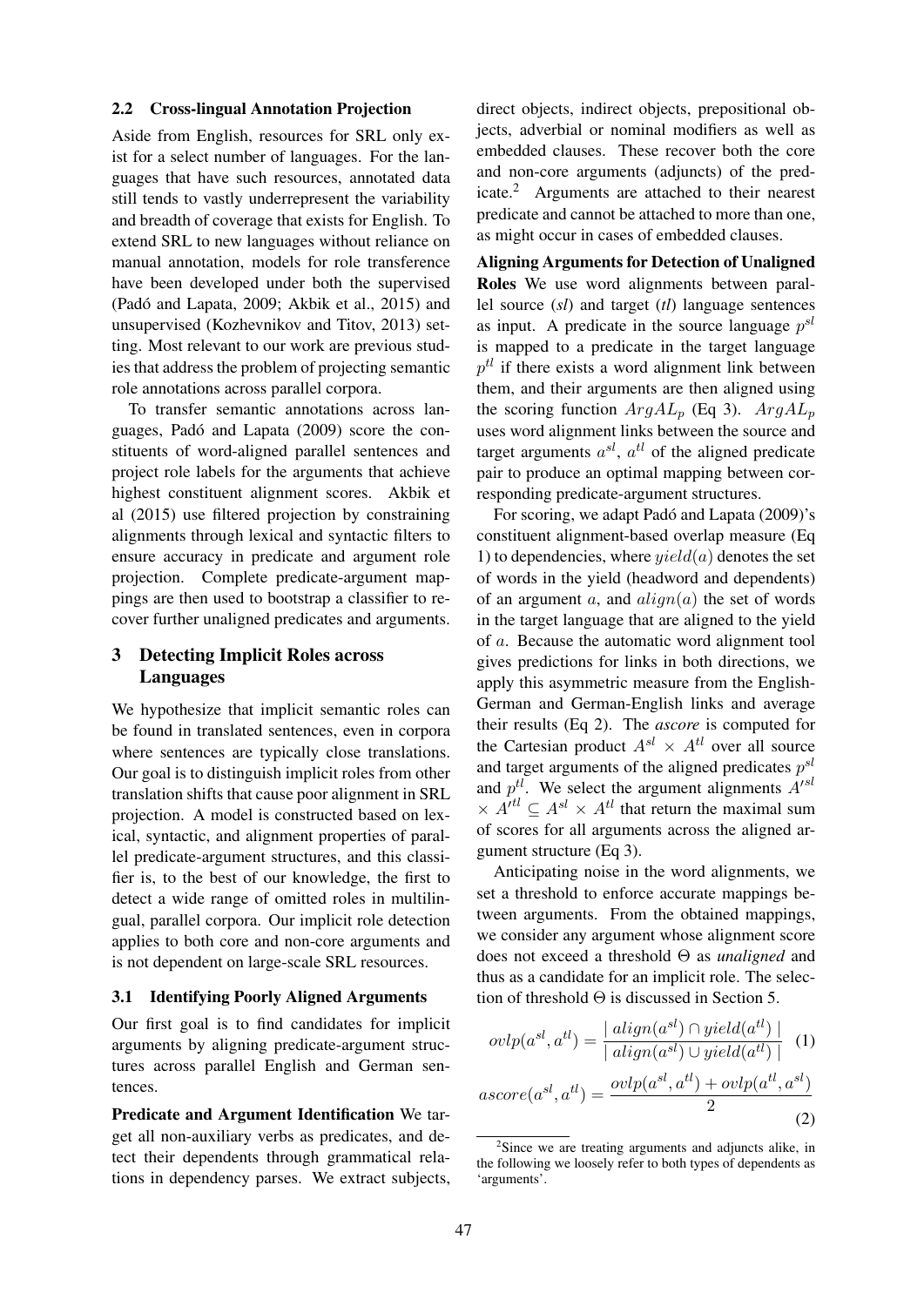### 2.2 Cross-lingual Annotation Projection

Aside from English, resources for SRL only exist for a select number of languages. For the languages that have such resources, annotated data still tends to vastly underrepresent the variability and breadth of coverage that exists for English. To extend SRL to new languages without reliance on manual annotation, models for role transference have been developed under both the supervised (Padó and Lapata, 2009; Akbik et al., 2015) and unsupervised (Kozhevnikov and Titov, 2013) setting. Most relevant to our work are previous studies that address the problem of projecting semantic role annotations across parallel corpora.

To transfer semantic annotations across languages, Padó and Lapata (2009) score the constituents of word-aligned parallel sentences and project role labels for the arguments that achieve highest constituent alignment scores. Akbik et al (2015) use filtered projection by constraining alignments through lexical and syntactic filters to ensure accuracy in predicate and argument role projection. Complete predicate-argument mappings are then used to bootstrap a classifier to recover further unaligned predicates and arguments.

## 3 Detecting Implicit Roles across Languages

We hypothesize that implicit semantic roles can be found in translated sentences, even in corpora where sentences are typically close translations. Our goal is to distinguish implicit roles from other translation shifts that cause poor alignment in SRL projection. A model is constructed based on lexical, syntactic, and alignment properties of parallel predicate-argument structures, and this classifier is, to the best of our knowledge, the first to detect a wide range of omitted roles in multilingual, parallel corpora. Our implicit role detection applies to both core and non-core arguments and is not dependent on large-scale SRL resources.

### 3.1 Identifying Poorly Aligned Arguments

Our first goal is to find candidates for implicit arguments by aligning predicate-argument structures across parallel English and German sentences.

**Predicate and Argument Identification** We target all non-auxiliary verbs as predicates, and detect their dependents through grammatical relations in dependency parses. We extract subjects, direct objects, indirect objects, prepositional objects, adverbial or nominal modifiers as well as embedded clauses. These recover both the core and non-core arguments (adjuncts) of the predicate.[2] Arguments are attached to their nearest predicate and cannot be attached to more than one, as might occur in cases of embedded clauses.

**Aligning Arguments for Detection of Unaligned Roles** We use word alignments between parallel source (*sl*) and target (*tl*) language sentences as input. A predicate in the source language $p^{sl}$ is mapped to a predicate in the target language $p^{tl}$ if there exists a word alignment link between them, and their arguments are then aligned using the scoring function $ArgAL_p$ (Eq 3). $ArgAL_p$ uses word alignment links between the source and target arguments $a^{sl}$, $a^{tl}$ of the aligned predicate pair to produce an optimal mapping between corresponding predicate-argument structures.

For scoring, we adapt Padó and Lapata (2009)'s constituent alignment-based overlap measure (Eq 1) to dependencies, where $yield(a)$ denotes the set of words in the yield (headword and dependents) of an argument $a$, and $align(a)$ the set of words in the target language that are aligned to the yield of $a$. Because the automatic word alignment tool gives predictions for links in both directions, we apply this asymmetric measure from the English-German and German-English links and average their results (Eq 2). The *ascore* is computed for the Cartesian product $A^{sl} \times A^{tl}$ over all source and target arguments of the aligned predicates $p^{sl}$ and $p^{tl}$. We select the argument alignments $A'^{sl} \times A'^{tl} \subseteq A^{sl} \times A^{tl}$ that return the maximal sum of scores for all arguments across the aligned argument structure (Eq 3).

Anticipating noise in the word alignments, we set a threshold to enforce accurate mappings between arguments. From the obtained mappings, we consider any argument whose alignment score does not exceed a threshold $\Theta$ as *unaligned* and thus as a candidate for an implicit role. The selection of threshold $\Theta$ is discussed in Section 5.

$$ovlp(a^{sl}, a^{tl}) = \frac{|\ align(a^{sl}) \cap yield(a^{tl})\ |}{|\ align(a^{sl}) \cup yield(a^{tl})\ |} \quad (1)$$

$$ascore(a^{sl}, a^{tl}) = \frac{ovlp(a^{sl}, a^{tl}) + ovlp(a^{tl}, a^{sl})}{2} \quad (2)$$

[2] Since we are treating arguments and adjuncts alike, in the following we loosely refer to both types of dependents as 'arguments'.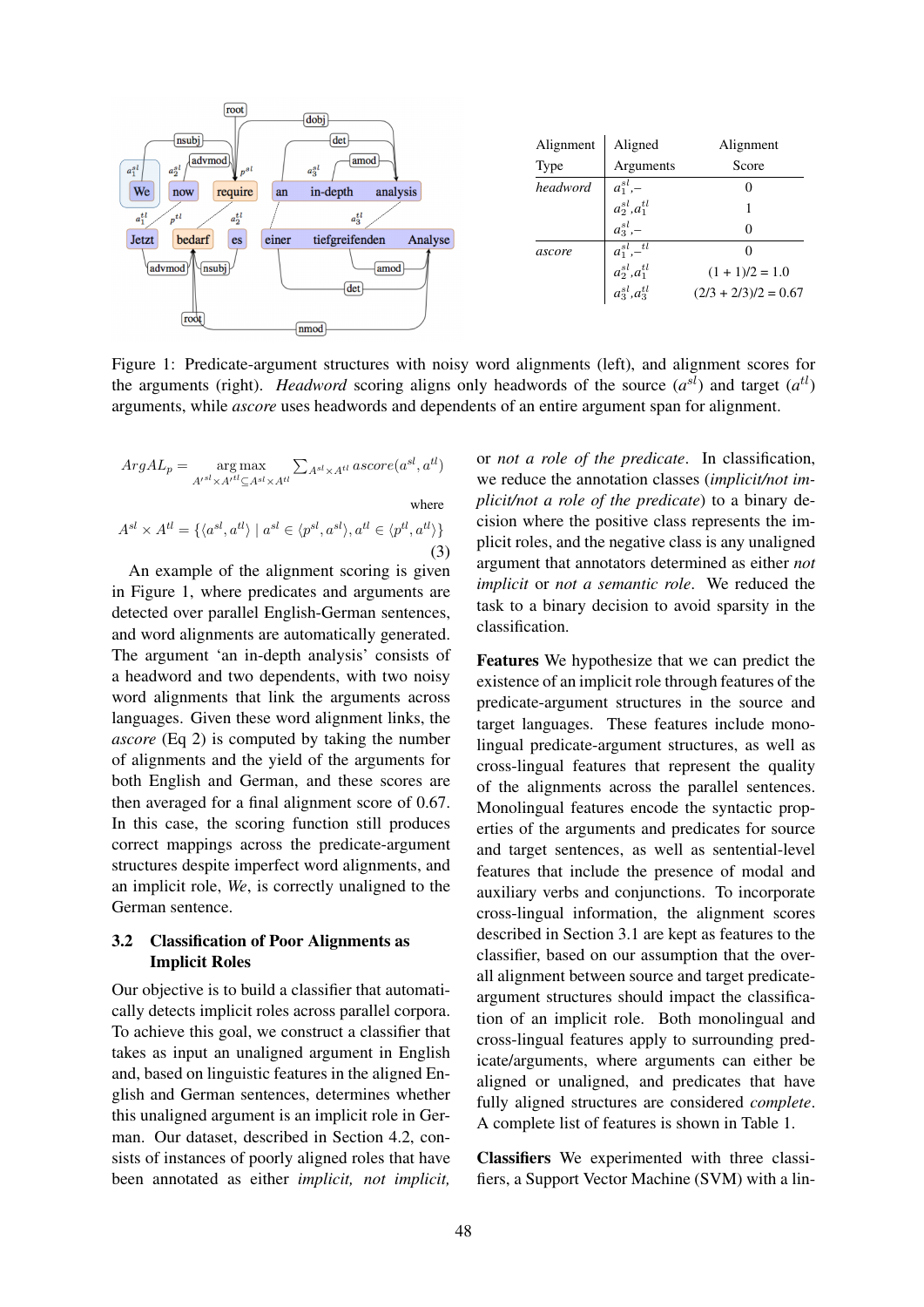| Alignment Type | Aligned Arguments | Alignment Score |
|---|---|---|
| *headword* | $a_1^{sl}$,– | 0 |
| | $a_2^{sl}$,$a_1^{tl}$ | 1 |
| | $a_3^{sl}$,– | 0 |
| *ascore* | $a_1^{sl}$,–$^{tl}$ | 0 |
| | $a_2^{sl}$,$a_1^{tl}$ | (1 + 1)/2 = 1.0 |
| | $a_3^{sl}$,$a_3^{tl}$ | (2/3 + 2/3)/2 = 0.67 |

Figure 1: Predicate-argument structures with noisy word alignments (left), and alignment scores for the arguments (right). *Headword* scoring aligns only headwords of the source ($a^{sl}$) and target ($a^{tl}$) arguments, while *ascore* uses headwords and dependents of an entire argument span for alignment.

$$ArgAL_p = \underset{A'^{sl} \times A'^{tl} \subseteq A^{sl} \times A^{tl}}{\arg\max} \sum_{A^{sl} \times A^{tl}} ascore(a^{sl}, a^{tl})$$

where

$$A^{sl} \times A^{tl} = \{\langle a^{sl}, a^{tl} \rangle \mid a^{sl} \in \langle p^{sl}, a^{sl} \rangle, a^{tl} \in \langle p^{tl}, a^{tl} \rangle\} \quad (3)$$

An example of the alignment scoring is given in Figure 1, where predicates and arguments are detected over parallel English-German sentences, and word alignments are automatically generated. The argument 'an in-depth analysis' consists of a headword and two dependents, with two noisy word alignments that link the arguments across languages. Given these word alignment links, the *ascore* (Eq 2) is computed by taking the number of alignments and the yield of the arguments for both English and German, and these scores are then averaged for a final alignment score of 0.67. In this case, the scoring function still produces correct mappings across the predicate-argument structures despite imperfect word alignments, and an implicit role, *We*, is correctly unaligned to the German sentence.

## 3.2 Classification of Poor Alignments as Implicit Roles

Our objective is to build a classifier that automatically detects implicit roles across parallel corpora. To achieve this goal, we construct a classifier that takes as input an unaligned argument in English and, based on linguistic features in the aligned English and German sentences, determines whether this unaligned argument is an implicit role in German. Our dataset, described in Section 4.2, consists of instances of poorly aligned roles that have been annotated as either *implicit, not implicit,* or *not a role of the predicate*. In classification, we reduce the annotation classes (*implicit/not implicit/not a role of the predicate*) to a binary decision where the positive class represents the implicit roles, and the negative class is any unaligned argument that annotators determined as either *not implicit* or *not a semantic role*. We reduced the task to a binary decision to avoid sparsity in the classification.

**Features** We hypothesize that we can predict the existence of an implicit role through features of the predicate-argument structures in the source and target languages. These features include monolingual predicate-argument structures, as well as cross-lingual features that represent the quality of the alignments across the parallel sentences. Monolingual features encode the syntactic properties of the arguments and predicates for source and target sentences, as well as sentential-level features that include the presence of modal and auxiliary verbs and conjunctions. To incorporate cross-lingual information, the alignment scores described in Section 3.1 are kept as features to the classifier, based on our assumption that the overall alignment between source and target predicate-argument structures should impact the classification of an implicit role. Both monolingual and cross-lingual features apply to surrounding predicate/arguments, where arguments can either be aligned or unaligned, and predicates that have fully aligned structures are considered *complete*. A complete list of features is shown in Table 1.

**Classifiers** We experimented with three classifiers, a Support Vector Machine (SVM) with a lin-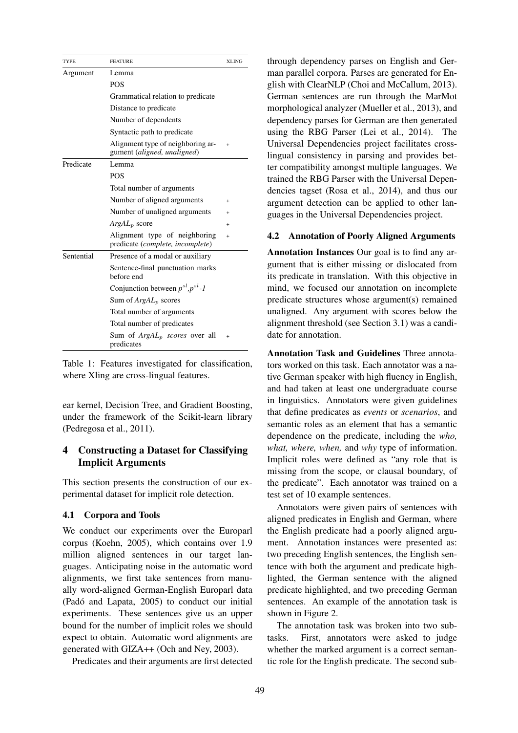| TYPE | FEATURE | XLING |
|---|---|---|
| Argument | Lemma | |
| | POS | |
| | Grammatical relation to predicate | |
| | Distance to predicate | |
| | Number of dependents | |
| | Syntactic path to predicate | |
| | Alignment type of neighboring argument (*aligned, unaligned*) | + |
| Predicate | Lemma | |
| | POS | |
| | Total number of arguments | |
| | Number of aligned arguments | + |
| | Number of unaligned arguments | + |
| | $ArgAL_p$ score | + |
| | Alignment type of neighboring predicate (*complete, incomplete*) | + |
| Sentential | Presence of a modal or auxiliary | |
| | Sentence-final punctuation marks before end | |
| | Conjunction between $p^{sl}$,$p^{sl}$-*1* | |
| | Sum of $ArgAL_p$ scores | |
| | Total number of arguments | |
| | Total number of predicates | |
| | Sum of $ArgAL_p$ *scores* over all predicates | + |

Table 1: Features investigated for classification, where Xling are cross-lingual features.

ear kernel, Decision Tree, and Gradient Boosting, under the framework of the Scikit-learn library (Pedregosa et al., 2011).

## 4 Constructing a Dataset for Classifying Implicit Arguments

This section presents the construction of our experimental dataset for implicit role detection.

### 4.1 Corpora and Tools

We conduct our experiments over the Europarl corpus (Koehn, 2005), which contains over 1.9 million aligned sentences in our target languages. Anticipating noise in the automatic word alignments, we first take sentences from manually word-aligned German-English Europarl data (Padó and Lapata, 2005) to conduct our initial experiments. These sentences give us an upper bound for the number of implicit roles we should expect to obtain. Automatic word alignments are generated with GIZA++ (Och and Ney, 2003).

Predicates and their arguments are first detected through dependency parses on English and German parallel corpora. Parses are generated for English with ClearNLP (Choi and McCallum, 2013). German sentences are run through the MarMot morphological analyzer (Mueller et al., 2013), and dependency parses for German are then generated using the RBG Parser (Lei et al., 2014). The Universal Dependencies project facilitates cross-lingual consistency in parsing and provides better compatibility amongst multiple languages. We trained the RBG Parser with the Universal Dependencies tagset (Rosa et al., 2014), and thus our argument detection can be applied to other languages in the Universal Dependencies project.

### 4.2 Annotation of Poorly Aligned Arguments

**Annotation Instances** Our goal is to find any argument that is either missing or dislocated from its predicate in translation. With this objective in mind, we focused our annotation on incomplete predicate structures whose argument(s) remained unaligned. Any argument with scores below the alignment threshold (see Section 3.1) was a candidate for annotation.

**Annotation Task and Guidelines** Three annotators worked on this task. Each annotator was a native German speaker with high fluency in English, and had taken at least one undergraduate course in linguistics. Annotators were given guidelines that define predicates as *events* or *scenarios*, and semantic roles as an element that has a semantic dependence on the predicate, including the *who, what, where, when,* and *why* type of information. Implicit roles were defined as "any role that is missing from the scope, or clausal boundary, of the predicate". Each annotator was trained on a test set of 10 example sentences.

Annotators were given pairs of sentences with aligned predicates in English and German, where the English predicate had a poorly aligned argument. Annotation instances were presented as: two preceding English sentences, the English sentence with both the argument and predicate highlighted, the German sentence with the aligned predicate highlighted, and two preceding German sentences. An example of the annotation task is shown in Figure 2.

The annotation task was broken into two subtasks. First, annotators were asked to judge whether the marked argument is a correct semantic role for the English predicate. The second sub-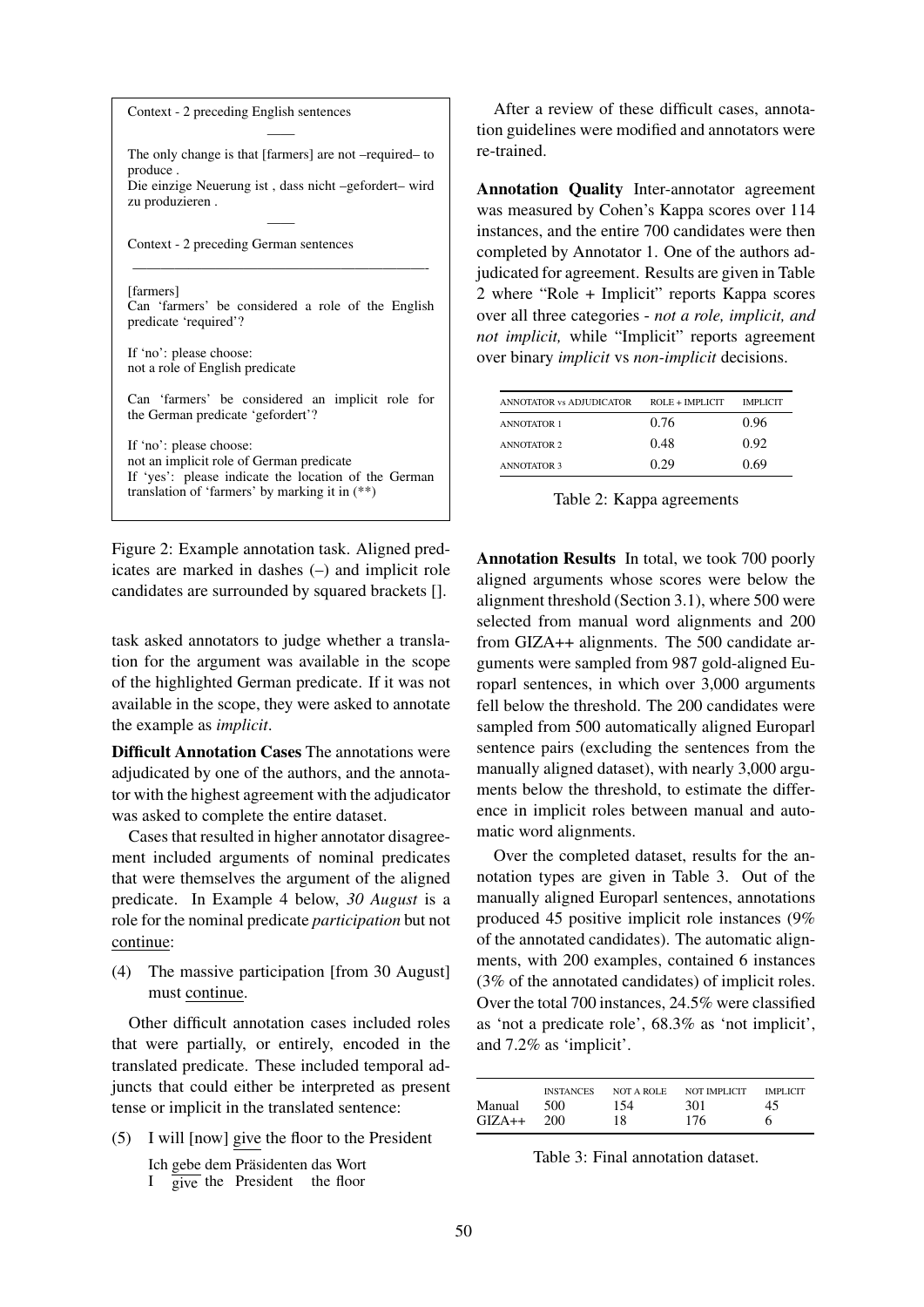Context - 2 preceding English sentences

——

The only change is that [farmers] are not –required– to produce .
Die einzige Neuerung ist , dass nicht –gefordert– wird zu produzieren .

——

Context - 2 preceding German sentences

---

[farmers]
Can 'farmers' be considered a role of the English predicate 'required'?

If 'no': please choose:
not a role of English predicate

Can 'farmers' be considered an implicit role for the German predicate 'gefordert'?

If 'no': please choose:
not an implicit role of German predicate
If 'yes': please indicate the location of the German translation of 'farmers' by marking it in (**)

Figure 2: Example annotation task. Aligned predicates are marked in dashes (–) and implicit role candidates are surrounded by squared brackets [].

task asked annotators to judge whether a translation for the argument was available in the scope of the highlighted German predicate. If it was not available in the scope, they were asked to annotate the example as *implicit*.

**Difficult Annotation Cases** The annotations were adjudicated by one of the authors, and the annotator with the highest agreement with the adjudicator was asked to complete the entire dataset.

Cases that resulted in higher annotator disagreement included arguments of nominal predicates that were themselves the argument of the aligned predicate. In Example 4 below, *30 August* is a role for the nominal predicate *participation* but not continue:

(4) The massive participation [from 30 August] must continue.

Other difficult annotation cases included roles that were partially, or entirely, encoded in the translated predicate. These included temporal adjuncts that could either be interpreted as present tense or implicit in the translated sentence:

(5) I will [now] give the floor to the President
Ich gebe dem Präsidenten das Wort
I give the President the floor

After a review of these difficult cases, annotation guidelines were modified and annotators were re-trained.

**Annotation Quality** Inter-annotator agreement was measured by Cohen's Kappa scores over 114 instances, and the entire 700 candidates were then completed by Annotator 1. One of the authors adjudicated for agreement. Results are given in Table 2 where "Role + Implicit" reports Kappa scores over all three categories - *not a role, implicit, and not implicit,* while "Implicit" reports agreement over binary *implicit* vs *non-implicit* decisions.

| ANNOTATOR vs ADJUDICATOR | ROLE + IMPLICIT | IMPLICIT |
|---|---|---|
| ANNOTATOR 1 | 0.76 | 0.96 |
| ANNOTATOR 2 | 0.48 | 0.92 |
| ANNOTATOR 3 | 0.29 | 0.69 |

Table 2: Kappa agreements

**Annotation Results** In total, we took 700 poorly aligned arguments whose scores were below the alignment threshold (Section 3.1), where 500 were selected from manual word alignments and 200 from GIZA++ alignments. The 500 candidate arguments were sampled from 987 gold-aligned Europarl sentences, in which over 3,000 arguments fell below the threshold. The 200 candidates were sampled from 500 automatically aligned Europarl sentence pairs (excluding the sentences from the manually aligned dataset), with nearly 3,000 arguments below the threshold, to estimate the difference in implicit roles between manual and automatic word alignments.

Over the completed dataset, results for the annotation types are given in Table 3. Out of the manually aligned Europarl sentences, annotations produced 45 positive implicit role instances (9% of the annotated candidates). The automatic alignments, with 200 examples, contained 6 instances (3% of the annotated candidates) of implicit roles. Over the total 700 instances, 24.5% were classified as 'not a predicate role', 68.3% as 'not implicit', and 7.2% as 'implicit'.

| | INSTANCES | NOT A ROLE | NOT IMPLICIT | IMPLICIT |
|---|---|---|---|---|
| Manual | 500 | 154 | 301 | 45 |
| GIZA++ | 200 | 18 | 176 | 6 |

Table 3: Final annotation dataset.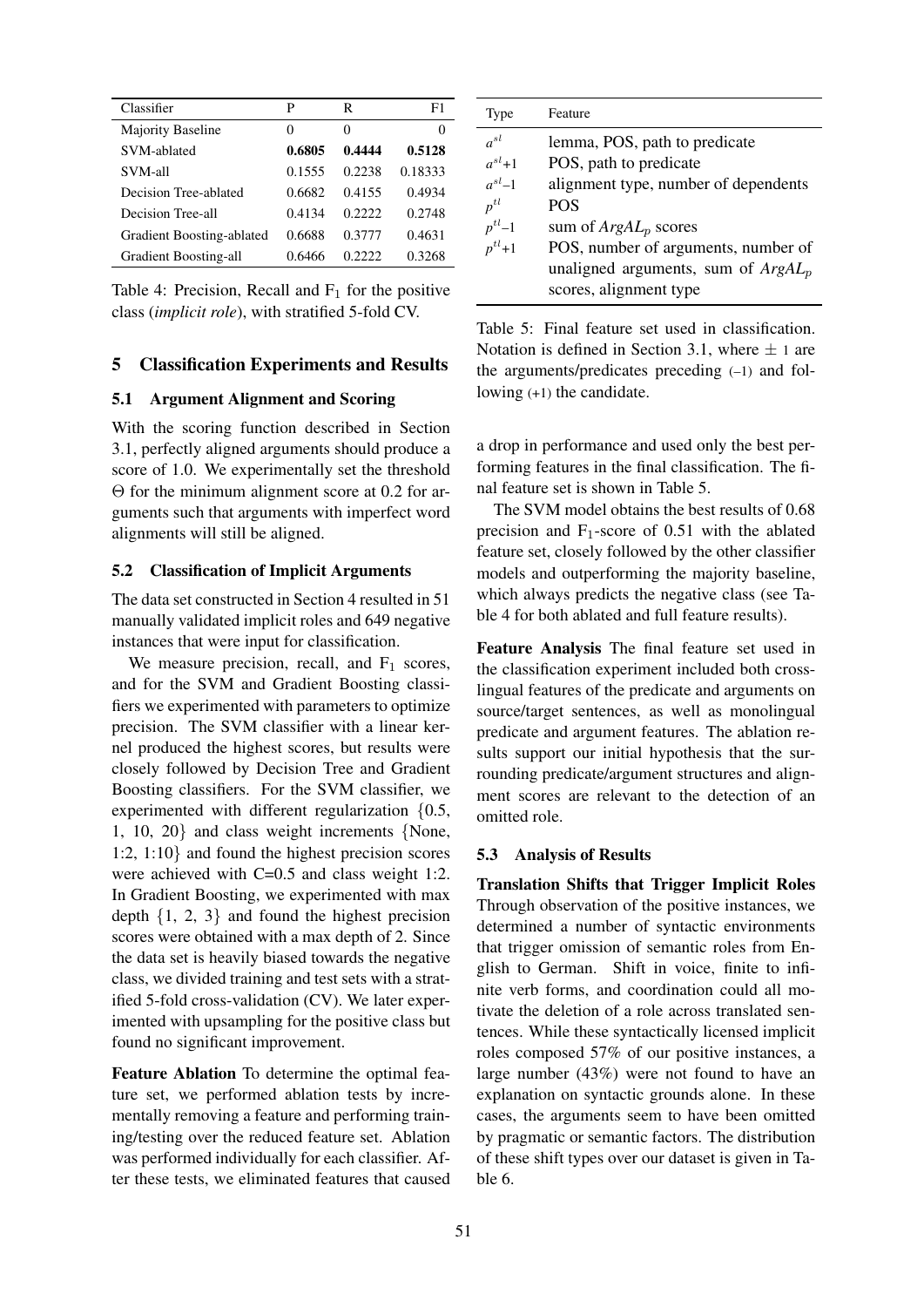| Classifier | P | R | F1 |
|---|---|---|---|
| Majority Baseline | 0 | 0 | 0 |
| SVM-ablated | **0.6805** | **0.4444** | **0.5128** |
| SVM-all | 0.1555 | 0.2238 | 0.18333 |
| Decision Tree-ablated | 0.6682 | 0.4155 | 0.4934 |
| Decision Tree-all | 0.4134 | 0.2222 | 0.2748 |
| Gradient Boosting-ablated | 0.6688 | 0.3777 | 0.4631 |
| Gradient Boosting-all | 0.6466 | 0.2222 | 0.3268 |

Table 4: Precision, Recall and $F_1$ for the positive class (*implicit role*), with stratified 5-fold CV.

## 5 Classification Experiments and Results

### 5.1 Argument Alignment and Scoring

With the scoring function described in Section 3.1, perfectly aligned arguments should produce a score of 1.0. We experimentally set the threshold $\Theta$ for the minimum alignment score at 0.2 for arguments such that arguments with imperfect word alignments will still be aligned.

### 5.2 Classification of Implicit Arguments

The data set constructed in Section 4 resulted in 51 manually validated implicit roles and 649 negative instances that were input for classification.

We measure precision, recall, and $F_1$ scores, and for the SVM and Gradient Boosting classifiers we experimented with parameters to optimize precision. The SVM classifier with a linear kernel produced the highest scores, but results were closely followed by Decision Tree and Gradient Boosting classifiers. For the SVM classifier, we experimented with different regularization {0.5, 1, 10, 20} and class weight increments {None, 1:2, 1:10} and found the highest precision scores were achieved with C=0.5 and class weight 1:2. In Gradient Boosting, we experimented with max depth {1, 2, 3} and found the highest precision scores were obtained with a max depth of 2. Since the data set is heavily biased towards the negative class, we divided training and test sets with a stratified 5-fold cross-validation (CV). We later experimented with upsampling for the positive class but found no significant improvement.

**Feature Ablation** To determine the optimal feature set, we performed ablation tests by incrementally removing a feature and performing training/testing over the reduced feature set. Ablation was performed individually for each classifier. After these tests, we eliminated features that caused a drop in performance and used only the best performing features in the final classification. The final feature set is shown in Table 5.

| Type | Feature |
|---|---|
| $a^{sl}$ | lemma, POS, path to predicate |
| $a^{sl}$+1 | POS, path to predicate |
| $a^{sl}$−1 | alignment type, number of dependents |
| $p^{tl}$ | POS |
| $p^{tl}$−1 | sum of $ArgAL_p$ scores |
| $p^{tl}$+1 | POS, number of arguments, number of unaligned arguments, sum of $ArgAL_p$ scores, alignment type |

Table 5: Final feature set used in classification. Notation is defined in Section 3.1, where ± 1 are the arguments/predicates preceding (−1) and following (+1) the candidate.

The SVM model obtains the best results of 0.68 precision and $F_1$-score of 0.51 with the ablated feature set, closely followed by the other classifier models and outperforming the majority baseline, which always predicts the negative class (see Table 4 for both ablated and full feature results).

**Feature Analysis** The final feature set used in the classification experiment included both cross-lingual features of the predicate and arguments on source/target sentences, as well as monolingual predicate and argument features. The ablation results support our initial hypothesis that the surrounding predicate/argument structures and alignment scores are relevant to the detection of an omitted role.

### 5.3 Analysis of Results

**Translation Shifts that Trigger Implicit Roles** Through observation of the positive instances, we determined a number of syntactic environments that trigger omission of semantic roles from English to German. Shift in voice, finite to infinite verb forms, and coordination could all motivate the deletion of a role across translated sentences. While these syntactically licensed implicit roles composed 57% of our positive instances, a large number (43%) were not found to have an explanation on syntactic grounds alone. In these cases, the arguments seem to have been omitted by pragmatic or semantic factors. The distribution of these shift types over our dataset is given in Table 6.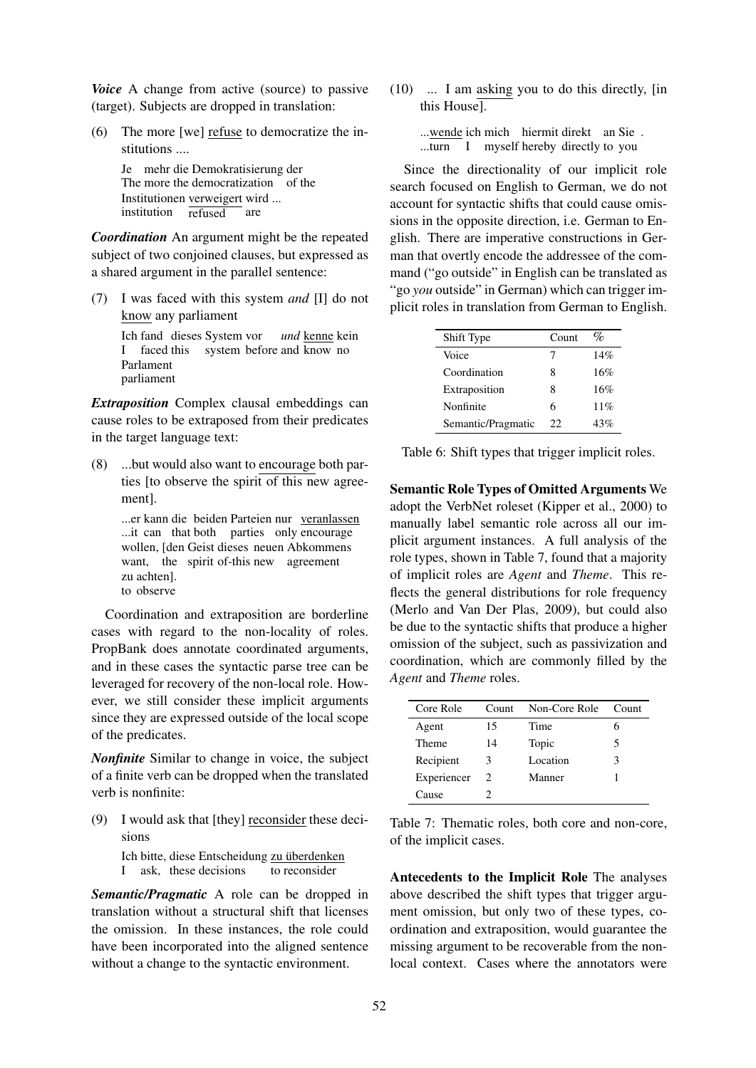***Voice*** A change from active (source) to passive (target). Subjects are dropped in translation:

(6) The more [we] <u>refuse</u> to democratize the institutions ....

Je mehr die Demokratisierung der
The more the democratization of the
Institutionen <u>verweigert</u> wird ...
institution <u>refused</u> are

***Coordination*** An argument might be the repeated subject of two conjoined clauses, but expressed as a shared argument in the parallel sentence:

(7) I was faced with this system *and* [I] do not <u>know</u> any parliament

Ich fand dieses System vor *und* <u>kenne</u> kein
I faced this system before and know no
Parlament
parliament

***Extraposition*** Complex clausal embeddings can cause roles to be extraposed from their predicates in the target language text:

(8) ...but would also want to <u>encourage</u> both parties [to observe the spirit of this new agreement].

...er kann die beiden Parteien nur <u>veranlassen</u>
...it can that both parties only encourage
wollen, [den Geist dieses neuen Abkommens
want, the spirit of-this new agreement
zu achten].
to observe

Coordination and extraposition are borderline cases with regard to the non-locality of roles. PropBank does annotate coordinated arguments, and in these cases the syntactic parse tree can be leveraged for recovery of the non-local role. However, we still consider these implicit arguments since they are expressed outside of the local scope of the predicates.

***Nonfinite*** Similar to change in voice, the subject of a finite verb can be dropped when the translated verb is nonfinite:

(9) I would ask that [they] <u>reconsider</u> these decisions

Ich bitte, diese Entscheidung <u>zu überdenken</u>
I ask, these decisions to reconsider

***Semantic/Pragmatic*** A role can be dropped in translation without a structural shift that licenses the omission. In these instances, the role could have been incorporated into the aligned sentence without a change to the syntactic environment.

(10) ... I am <u>asking</u> you to do this directly, [in this House].

...<u>wende</u> ich mich hiermit direkt an Sie .
...turn I myself hereby directly to you

Since the directionality of our implicit role search focused on English to German, we do not account for syntactic shifts that could cause omissions in the opposite direction, i.e. German to English. There are imperative constructions in German that overtly encode the addressee of the command ("go outside" in English can be translated as "go *you* outside" in German) which can trigger implicit roles in translation from German to English.

| Shift Type | Count | % |
|---|---|---|
| Voice | 7 | 14% |
| Coordination | 8 | 16% |
| Extraposition | 8 | 16% |
| Nonfinite | 6 | 11% |
| Semantic/Pragmatic | 22 | 43% |

Table 6: Shift types that trigger implicit roles.

**Semantic Role Types of Omitted Arguments** We adopt the VerbNet roleset (Kipper et al., 2000) to manually label semantic role across all our implicit argument instances. A full analysis of the role types, shown in Table 7, found that a majority of implicit roles are *Agent* and *Theme*. This reflects the general distributions for role frequency (Merlo and Van Der Plas, 2009), but could also be due to the syntactic shifts that produce a higher omission of the subject, such as passivization and coordination, which are commonly filled by the *Agent* and *Theme* roles.

| Core Role | Count | Non-Core Role | Count |
|---|---|---|---|
| Agent | 15 | Time | 6 |
| Theme | 14 | Topic | 5 |
| Recipient | 3 | Location | 3 |
| Experiencer | 2 | Manner | 1 |
| Cause | 2 | | |

Table 7: Thematic roles, both core and non-core, of the implicit cases.

**Antecedents to the Implicit Role** The analyses above described the shift types that trigger argument omission, but only two of these types, coordination and extraposition, would guarantee the missing argument to be recoverable from the non-local context. Cases where the annotators were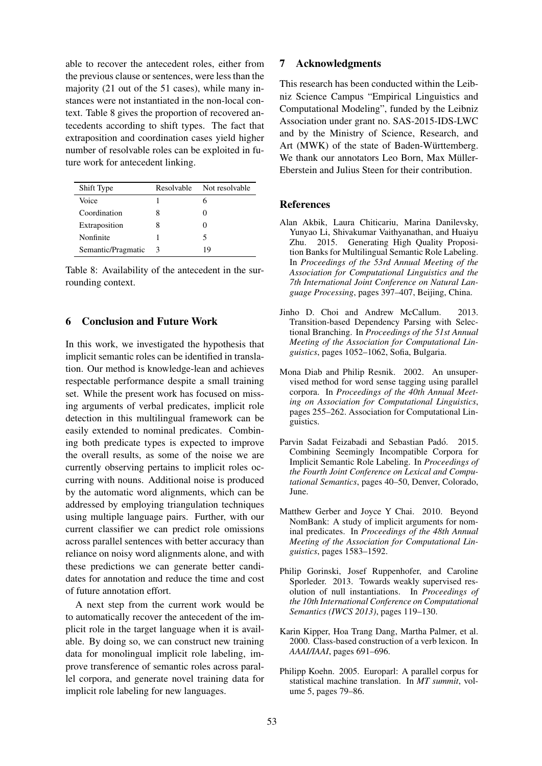able to recover the antecedent roles, either from the previous clause or sentences, were less than the majority (21 out of the 51 cases), while many instances were not instantiated in the non-local context. Table 8 gives the proportion of recovered antecedents according to shift types. The fact that extraposition and coordination cases yield higher number of resolvable roles can be exploited in future work for antecedent linking.

| Shift Type | Resolvable | Not resolvable |
|---|---|---|
| Voice | 1 | 6 |
| Coordination | 8 | 0 |
| Extraposition | 8 | 0 |
| Nonfinite | 1 | 5 |
| Semantic/Pragmatic | 3 | 19 |

Table 8: Availability of the antecedent in the surrounding context.

## 6 Conclusion and Future Work

In this work, we investigated the hypothesis that implicit semantic roles can be identified in translation. Our method is knowledge-lean and achieves respectable performance despite a small training set. While the present work has focused on missing arguments of verbal predicates, implicit role detection in this multilingual framework can be easily extended to nominal predicates. Combining both predicate types is expected to improve the overall results, as some of the noise we are currently observing pertains to implicit roles occurring with nouns. Additional noise is produced by the automatic word alignments, which can be addressed by employing triangulation techniques using multiple language pairs. Further, with our current classifier we can predict role omissions across parallel sentences with better accuracy than reliance on noisy word alignments alone, and with these predictions we can generate better candidates for annotation and reduce the time and cost of future annotation effort.

A next step from the current work would be to automatically recover the antecedent of the implicit role in the target language when it is available. By doing so, we can construct new training data for monolingual implicit role labeling, improve transference of semantic roles across parallel corpora, and generate novel training data for implicit role labeling for new languages.

## 7 Acknowledgments

This research has been conducted within the Leibniz Science Campus "Empirical Linguistics and Computational Modeling", funded by the Leibniz Association under grant no. SAS-2015-IDS-LWC and by the Ministry of Science, Research, and Art (MWK) of the state of Baden-Württemberg. We thank our annotators Leo Born, Max Müller-Eberstein and Julius Steen for their contribution.

## References

Alan Akbik, Laura Chiticariu, Marina Danilevsky, Yunyao Li, Shivakumar Vaithyanathan, and Huaiyu Zhu. 2015. Generating High Quality Proposition Banks for Multilingual Semantic Role Labeling. In *Proceedings of the 53rd Annual Meeting of the Association for Computational Linguistics and the 7th International Joint Conference on Natural Language Processing*, pages 397–407, Beijing, China.

Jinho D. Choi and Andrew McCallum. 2013. Transition-based Dependency Parsing with Selectional Branching. In *Proceedings of the 51st Annual Meeting of the Association for Computational Linguistics*, pages 1052–1062, Sofia, Bulgaria.

Mona Diab and Philip Resnik. 2002. An unsupervised method for word sense tagging using parallel corpora. In *Proceedings of the 40th Annual Meeting on Association for Computational Linguistics*, pages 255–262. Association for Computational Linguistics.

Parvin Sadat Feizabadi and Sebastian Padó. 2015. Combining Seemingly Incompatible Corpora for Implicit Semantic Role Labeling. In *Proceedings of the Fourth Joint Conference on Lexical and Computational Semantics*, pages 40–50, Denver, Colorado, June.

Matthew Gerber and Joyce Y Chai. 2010. Beyond NomBank: A study of implicit arguments for nominal predicates. In *Proceedings of the 48th Annual Meeting of the Association for Computational Linguistics*, pages 1583–1592.

Philip Gorinski, Josef Ruppenhofer, and Caroline Sporleder. 2013. Towards weakly supervised resolution of null instantiations. In *Proceedings of the 10th International Conference on Computational Semantics (IWCS 2013)*, pages 119–130.

Karin Kipper, Hoa Trang Dang, Martha Palmer, et al. 2000. Class-based construction of a verb lexicon. In *AAAI/IAAI*, pages 691–696.

Philipp Koehn. 2005. Europarl: A parallel corpus for statistical machine translation. In *MT summit*, volume 5, pages 79–86.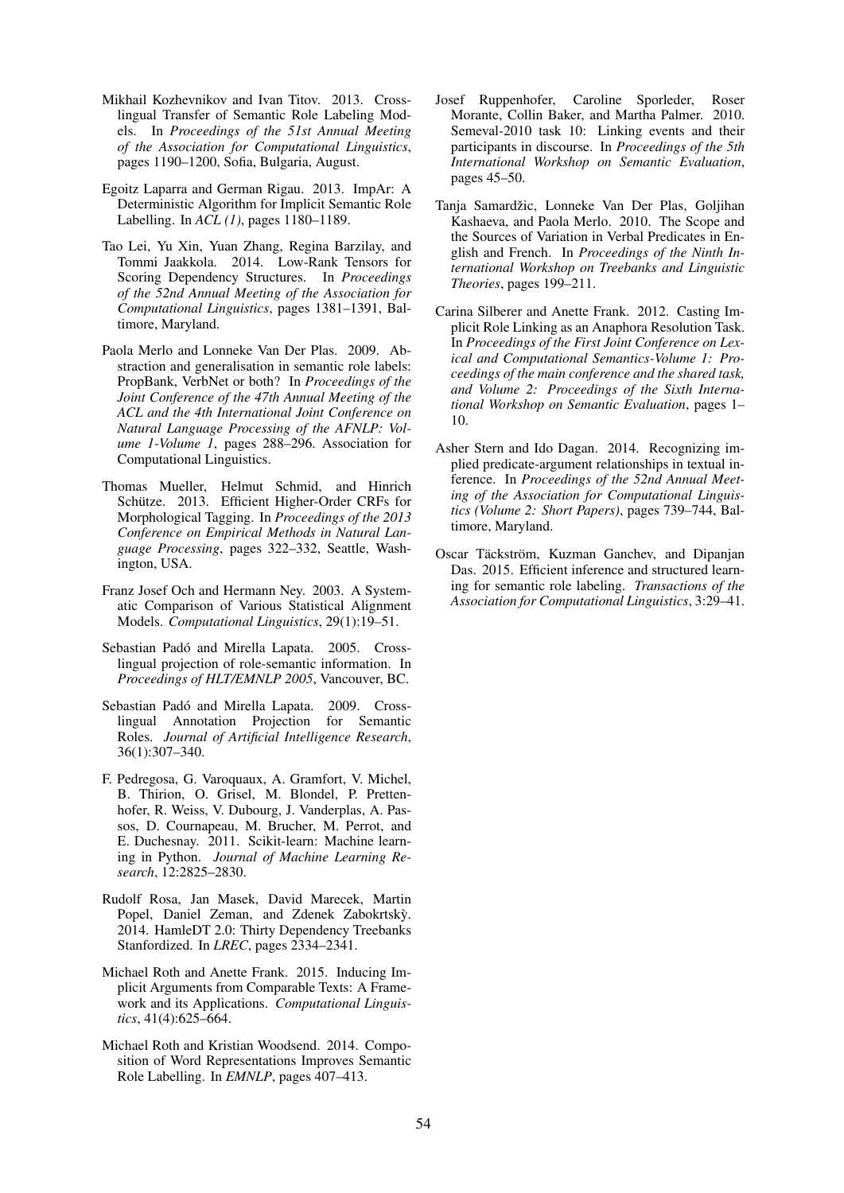Mikhail Kozhevnikov and Ivan Titov. 2013. Cross-lingual Transfer of Semantic Role Labeling Models. In *Proceedings of the 51st Annual Meeting of the Association for Computational Linguistics*, pages 1190–1200, Sofia, Bulgaria, August.

Egoitz Laparra and German Rigau. 2013. ImpAr: A Deterministic Algorithm for Implicit Semantic Role Labelling. In *ACL (1)*, pages 1180–1189.

Tao Lei, Yu Xin, Yuan Zhang, Regina Barzilay, and Tommi Jaakkola. 2014. Low-Rank Tensors for Scoring Dependency Structures. In *Proceedings of the 52nd Annual Meeting of the Association for Computational Linguistics*, pages 1381–1391, Baltimore, Maryland.

Paola Merlo and Lonneke Van Der Plas. 2009. Abstraction and generalisation in semantic role labels: PropBank, VerbNet or both? In *Proceedings of the Joint Conference of the 47th Annual Meeting of the ACL and the 4th International Joint Conference on Natural Language Processing of the AFNLP: Volume 1-Volume 1*, pages 288–296. Association for Computational Linguistics.

Thomas Mueller, Helmut Schmid, and Hinrich Schütze. 2013. Efficient Higher-Order CRFs for Morphological Tagging. In *Proceedings of the 2013 Conference on Empirical Methods in Natural Language Processing*, pages 322–332, Seattle, Washington, USA.

Franz Josef Och and Hermann Ney. 2003. A Systematic Comparison of Various Statistical Alignment Models. *Computational Linguistics*, 29(1):19–51.

Sebastian Padó and Mirella Lapata. 2005. Cross-lingual projection of role-semantic information. In *Proceedings of HLT/EMNLP 2005*, Vancouver, BC.

Sebastian Padó and Mirella Lapata. 2009. Cross-lingual Annotation Projection for Semantic Roles. *Journal of Artificial Intelligence Research*, 36(1):307–340.

F. Pedregosa, G. Varoquaux, A. Gramfort, V. Michel, B. Thirion, O. Grisel, M. Blondel, P. Prettenhofer, R. Weiss, V. Dubourg, J. Vanderplas, A. Passos, D. Cournapeau, M. Brucher, M. Perrot, and E. Duchesnay. 2011. Scikit-learn: Machine learning in Python. *Journal of Machine Learning Research*, 12:2825–2830.

Rudolf Rosa, Jan Masek, David Marecek, Martin Popel, Daniel Zeman, and Zdenek Zabokrtskỳ. 2014. HamleDT 2.0: Thirty Dependency Treebanks Stanfordized. In *LREC*, pages 2334–2341.

Michael Roth and Anette Frank. 2015. Inducing Implicit Arguments from Comparable Texts: A Framework and its Applications. *Computational Linguistics*, 41(4):625–664.

Michael Roth and Kristian Woodsend. 2014. Composition of Word Representations Improves Semantic Role Labelling. In *EMNLP*, pages 407–413.

Josef Ruppenhofer, Caroline Sporleder, Roser Morante, Collin Baker, and Martha Palmer. 2010. Semeval-2010 task 10: Linking events and their participants in discourse. In *Proceedings of the 5th International Workshop on Semantic Evaluation*, pages 45–50.

Tanja Samardžic, Lonneke Van Der Plas, Goljihan Kashaeva, and Paola Merlo. 2010. The Scope and the Sources of Variation in Verbal Predicates in English and French. In *Proceedings of the Ninth International Workshop on Treebanks and Linguistic Theories*, pages 199–211.

Carina Silberer and Anette Frank. 2012. Casting Implicit Role Linking as an Anaphora Resolution Task. In *Proceedings of the First Joint Conference on Lexical and Computational Semantics-Volume 1: Proceedings of the main conference and the shared task, and Volume 2: Proceedings of the Sixth International Workshop on Semantic Evaluation*, pages 1–10.

Asher Stern and Ido Dagan. 2014. Recognizing implied predicate-argument relationships in textual inference. In *Proceedings of the 52nd Annual Meeting of the Association for Computational Linguistics (Volume 2: Short Papers)*, pages 739–744, Baltimore, Maryland.

Oscar Täckström, Kuzman Ganchev, and Dipanjan Das. 2015. Efficient inference and structured learning for semantic role labeling. *Transactions of the Association for Computational Linguistics*, 3:29–41.